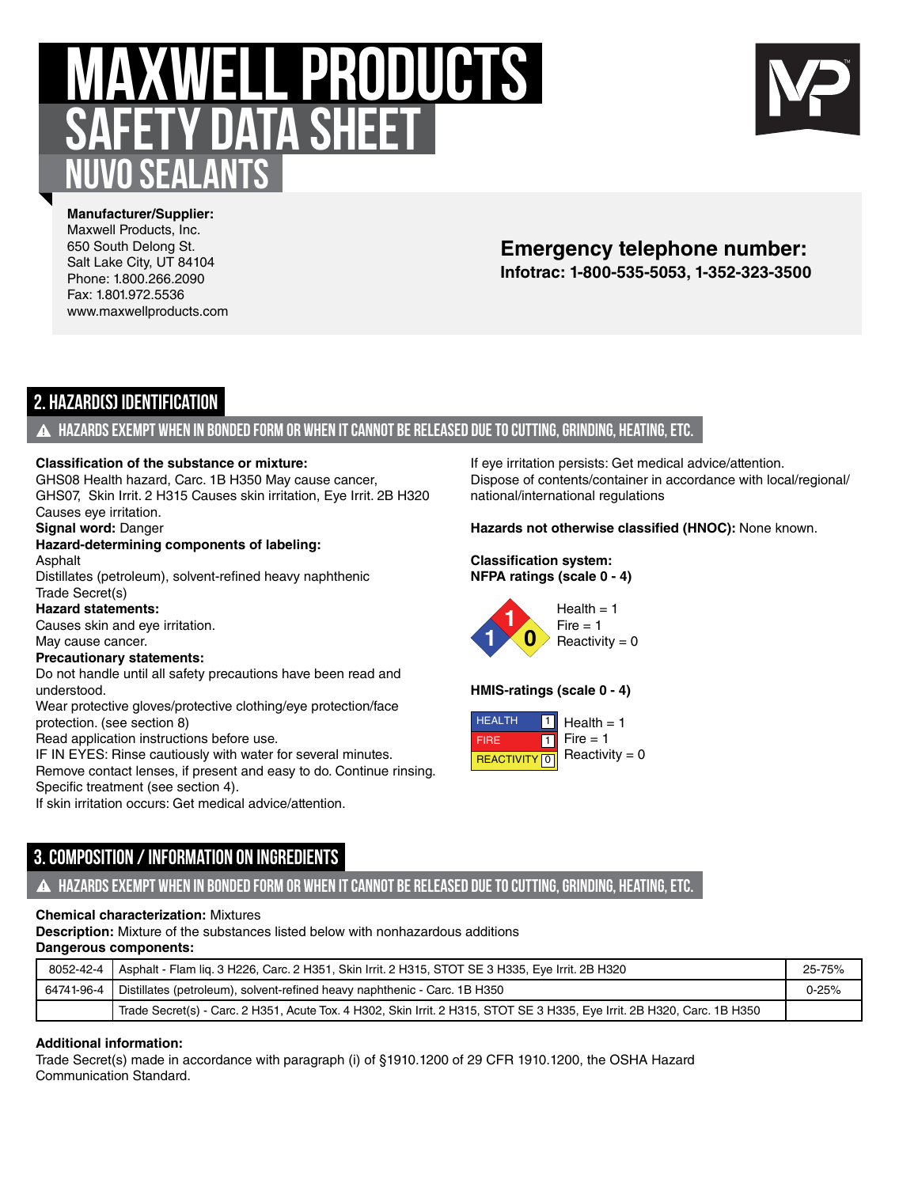# MAXWELL PRODUCTS
## SAFETY DATA SHEET
## NUVO SEALANTS

**Manufacturer/Supplier:**
Maxwell Products, Inc.
650 South Delong St.
Salt Lake City, UT 84104
Phone: 1.800.266.2090
Fax: 1.801.972.5536
www.maxwellproducts.com

**Emergency telephone number:**
**Infotrac: 1-800-535-5053, 1-352-323-3500**

## 2. HAZARD(S) IDENTIFICATION

**⚠ HAZARDS EXEMPT WHEN IN BONDED FORM OR WHEN IT CANNOT BE RELEASED DUE TO CUTTING, GRINDING, HEATING, ETC.**

**Classification of the substance or mixture:**
GHS08 Health hazard, Carc. 1B H350 May cause cancer,
GHS07, Skin Irrit. 2 H315 Causes skin irritation, Eye Irrit. 2B H320 Causes eye irritation.
**Signal word:** Danger
**Hazard-determining components of labeling:**
Asphalt
Distillates (petroleum), solvent-refined heavy naphthenic
Trade Secret(s)
**Hazard statements:**
Causes skin and eye irritation.
May cause cancer.
**Precautionary statements:**
Do not handle until all safety precautions have been read and understood.
Wear protective gloves/protective clothing/eye protection/face protection. (see section 8)
Read application instructions before use.
IF IN EYES: Rinse cautiously with water for several minutes.
Remove contact lenses, if present and easy to do. Continue rinsing.
Specific treatment (see section 4).
If skin irritation occurs: Get medical advice/attention.
If eye irritation persists: Get medical advice/attention.
Dispose of contents/container in accordance with local/regional/national/international regulations

**Hazards not otherwise classified (HNOC):** None known.

**Classification system:**
**NFPA ratings (scale 0 - 4)**

Health = 1
Fire = 1
Reactivity = 0

**HMIS-ratings (scale 0 - 4)**

| HEALTH | 1 |
|---|---|
| FIRE | 1 |
| REACTIVITY | 0 |

Health = 1
Fire = 1
Reactivity = 0

## 3. COMPOSITION / INFORMATION ON INGREDIENTS

**⚠ HAZARDS EXEMPT WHEN IN BONDED FORM OR WHEN IT CANNOT BE RELEASED DUE TO CUTTING, GRINDING, HEATING, ETC.**

**Chemical characterization:** Mixtures
**Description:** Mixture of the substances listed below with nonhazardous additions
**Dangerous components:**

| | | |
|---|---|---|
| 8052-42-4 | Asphalt - Flam liq. 3 H226, Carc. 2 H351, Skin Irrit. 2 H315, STOT SE 3 H335, Eye Irrit. 2B H320 | 25-75% |
| 64741-96-4 | Distillates (petroleum), solvent-refined heavy naphthenic - Carc. 1B H350 | 0-25% |
| | Trade Secret(s) - Carc. 2 H351, Acute Tox. 4 H302, Skin Irrit. 2 H315, STOT SE 3 H335, Eye Irrit. 2B H320, Carc. 1B H350 | |

**Additional information:**
Trade Secret(s) made in accordance with paragraph (i) of §1910.1200 of 29 CFR 1910.1200, the OSHA Hazard Communication Standard.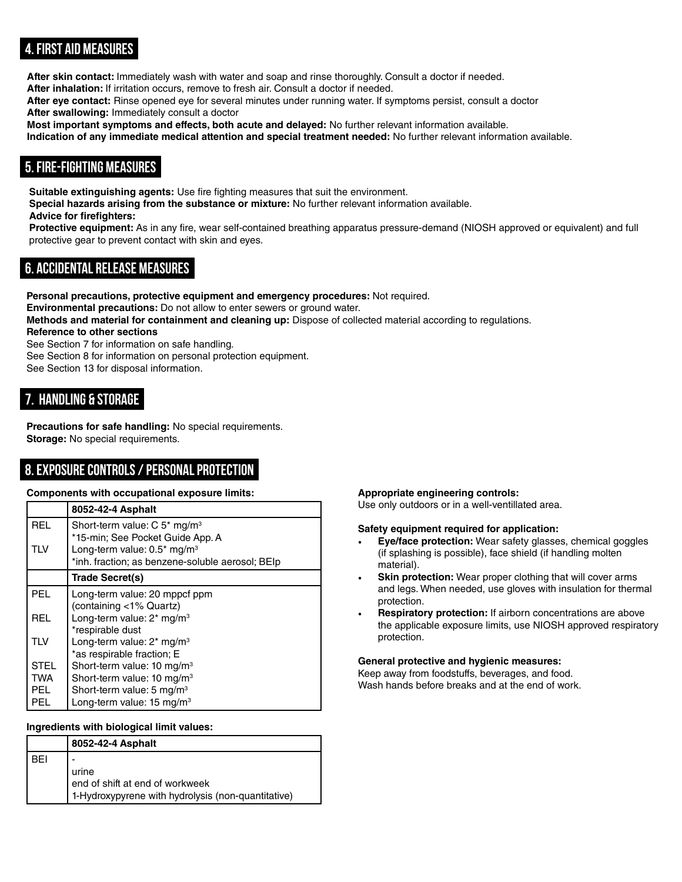## 4. FIRST AID MEASURES

**After skin contact:** Immediately wash with water and soap and rinse thoroughly. Consult a doctor if needed.
**After inhalation:** If irritation occurs, remove to fresh air. Consult a doctor if needed.
**After eye contact:** Rinse opened eye for several minutes under running water. If symptoms persist, consult a doctor
**After swallowing:** Immediately consult a doctor
**Most important symptoms and effects, both acute and delayed:** No further relevant information available.
**Indication of any immediate medical attention and special treatment needed:** No further relevant information available.

## 5. FIRE-FIGHTING MEASURES

**Suitable extinguishing agents:** Use fire fighting measures that suit the environment.
**Special hazards arising from the substance or mixture:** No further relevant information available.
**Advice for firefighters:**
**Protective equipment:** As in any fire, wear self-contained breathing apparatus pressure-demand (NIOSH approved or equivalent) and full protective gear to prevent contact with skin and eyes.

## 6. ACCIDENTAL RELEASE MEASURES

**Personal precautions, protective equipment and emergency procedures:** Not required.
**Environmental precautions:** Do not allow to enter sewers or ground water.
**Methods and material for containment and cleaning up:** Dispose of collected material according to regulations.
**Reference to other sections**
See Section 7 for information on safe handling.
See Section 8 for information on personal protection equipment.
See Section 13 for disposal information.

## 7. HANDLING & STORAGE

**Precautions for safe handling:** No special requirements.
**Storage:** No special requirements.

## 8. EXPOSURE CONTROLS / PERSONAL PROTECTION

**Components with occupational exposure limits:**

| | 8052-42-4 Asphalt |
|---|---|
| REL | Short-term value: C 5* mg/m³ <br> *15-min; See Pocket Guide App. A |
| TLV | Long-term value: 0.5* mg/m³ <br> *inh. fraction; as benzene-soluble aerosol; BEIp |
| | **Trade Secret(s)** |
| PEL | Long-term value: 20 mppcf ppm <br> (containing <1% Quartz) |
| REL | Long-term value: 2* mg/m³ <br> *respirable dust |
| TLV | Long-term value: 2* mg/m³ <br> *as respirable fraction; E |
| STEL | Short-term value: 10 mg/m³ |
| TWA | Short-term value: 10 mg/m³ |
| PEL | Short-term value: 5 mg/m³ |
| PEL | Long-term value: 15 mg/m³ |

**Ingredients with biological limit values:**

| | 8052-42-4 Asphalt |
|---|---|
| BEI | - <br> urine <br> end of shift at end of workweek <br> 1-Hydroxypyrene with hydrolysis (non-quantitative) |

**Appropriate engineering controls:**
Use only outdoors or in a well-ventillated area.

**Safety equipment required for application:**

- **Eye/face protection:** Wear safety glasses, chemical goggles (if splashing is possible), face shield (if handling molten material).
- **Skin protection:** Wear proper clothing that will cover arms and legs. When needed, use gloves with insulation for thermal protection.
- **Respiratory protection:** If airborn concentrations are above the applicable exposure limits, use NIOSH approved respiratory protection.

**General protective and hygienic measures:**
Keep away from foodstuffs, beverages, and food.
Wash hands before breaks and at the end of work.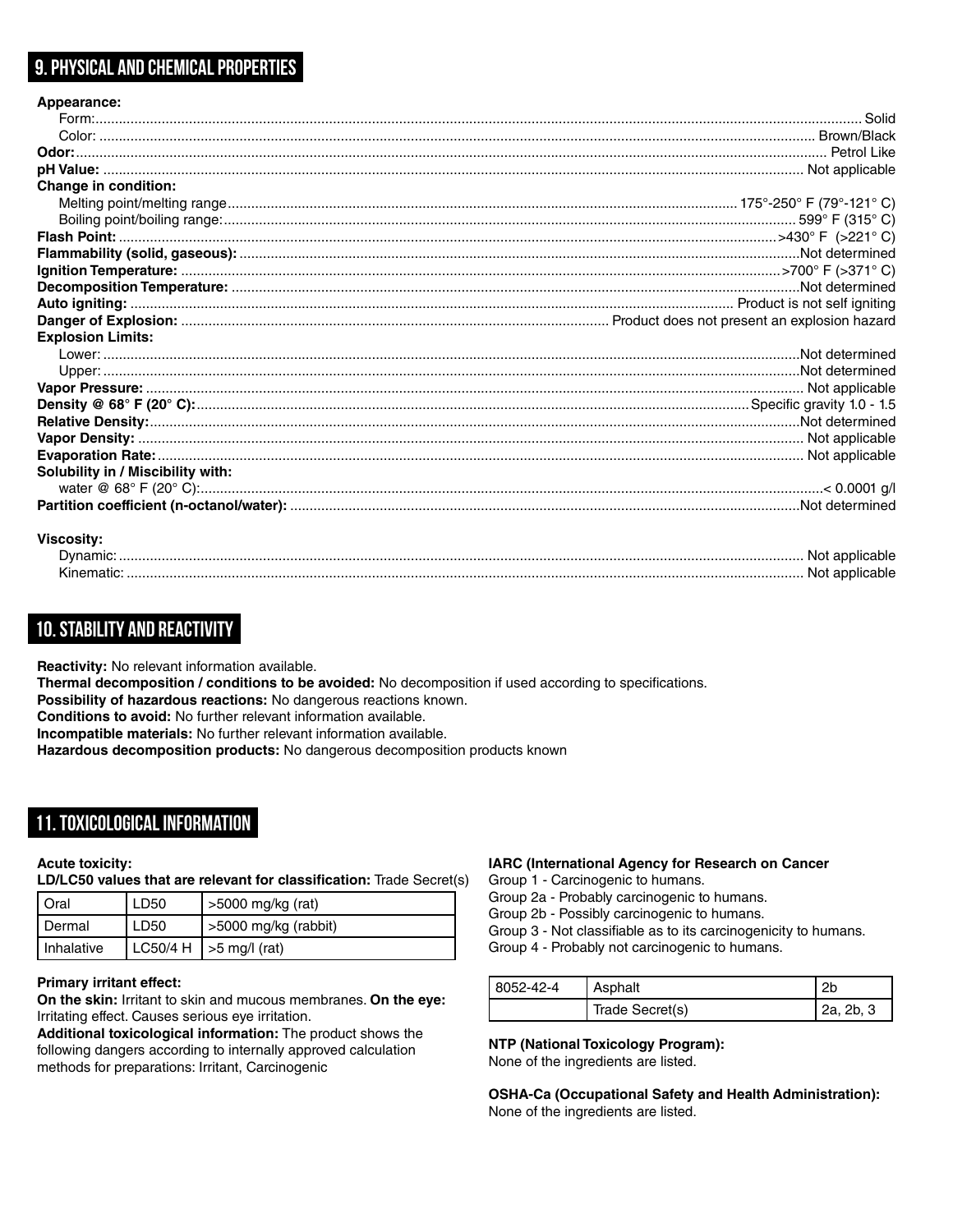## 9. PHYSICAL AND CHEMICAL PROPERTIES

**Appearance:**

Form: Solid

Color: Brown/Black

**Odor:** Petrol Like

**pH Value:** Not applicable

**Change in condition:**

Melting point/melting range: 175°-250° F (79°-121° C)

Boiling point/boiling range: 599° F (315° C)

**Flash Point:** >430° F (>221° C)

**Flammability (solid, gaseous):** Not determined

**Ignition Temperature:** >700° F (>371° C)

**Decomposition Temperature:** Not determined

**Auto igniting:** Product is not self igniting

**Danger of Explosion:** Product does not present an explosion hazard

**Explosion Limits:**

Lower: Not determined

Upper: Not determined

**Vapor Pressure:** Not applicable

**Density @ 68° F (20° C):** Specific gravity 1.0 - 1.5

**Relative Density:** Not determined

**Vapor Density:** Not applicable

**Evaporation Rate:** Not applicable

**Solubility in / Miscibility with:**

water @ 68° F (20° C): < 0.0001 g/l

**Partition coefficient (n-octanol/water):** Not determined

**Viscosity:**

Dynamic: Not applicable

Kinematic: Not applicable

## 10. STABILITY AND REACTIVITY

**Reactivity:** No relevant information available.

**Thermal decomposition / conditions to be avoided:** No decomposition if used according to specifications.

**Possibility of hazardous reactions:** No dangerous reactions known.

**Conditions to avoid:** No further relevant information available.

**Incompatible materials:** No further relevant information available.

**Hazardous decomposition products:** No dangerous decomposition products known

## 11. TOXICOLOGICAL INFORMATION

**Acute toxicity:**

**LD/LC50 values that are relevant for classification:** Trade Secret(s)

| Oral | LD50 | >5000 mg/kg (rat) |
|---|---|---|
| Dermal | LD50 | >5000 mg/kg (rabbit) |
| Inhalative | LC50/4 H | >5 mg/l (rat) |

**Primary irritant effect:**

**On the skin:** Irritant to skin and mucous membranes. **On the eye:** Irritating effect. Causes serious eye irritation.

**Additional toxicological information:** The product shows the following dangers according to internally approved calculation methods for preparations: Irritant, Carcinogenic

**IARC (International Agency for Research on Cancer**

Group 1 - Carcinogenic to humans.

Group 2a - Probably carcinogenic to humans.

Group 2b - Possibly carcinogenic to humans.

Group 3 - Not classifiable as to its carcinogenicity to humans.

Group 4 - Probably not carcinogenic to humans.

| 8052-42-4 | Asphalt | 2b |
|---|---|---|
| | Trade Secret(s) | 2a, 2b, 3 |

**NTP (National Toxicology Program):**

None of the ingredients are listed.

**OSHA-Ca (Occupational Safety and Health Administration):**

None of the ingredients are listed.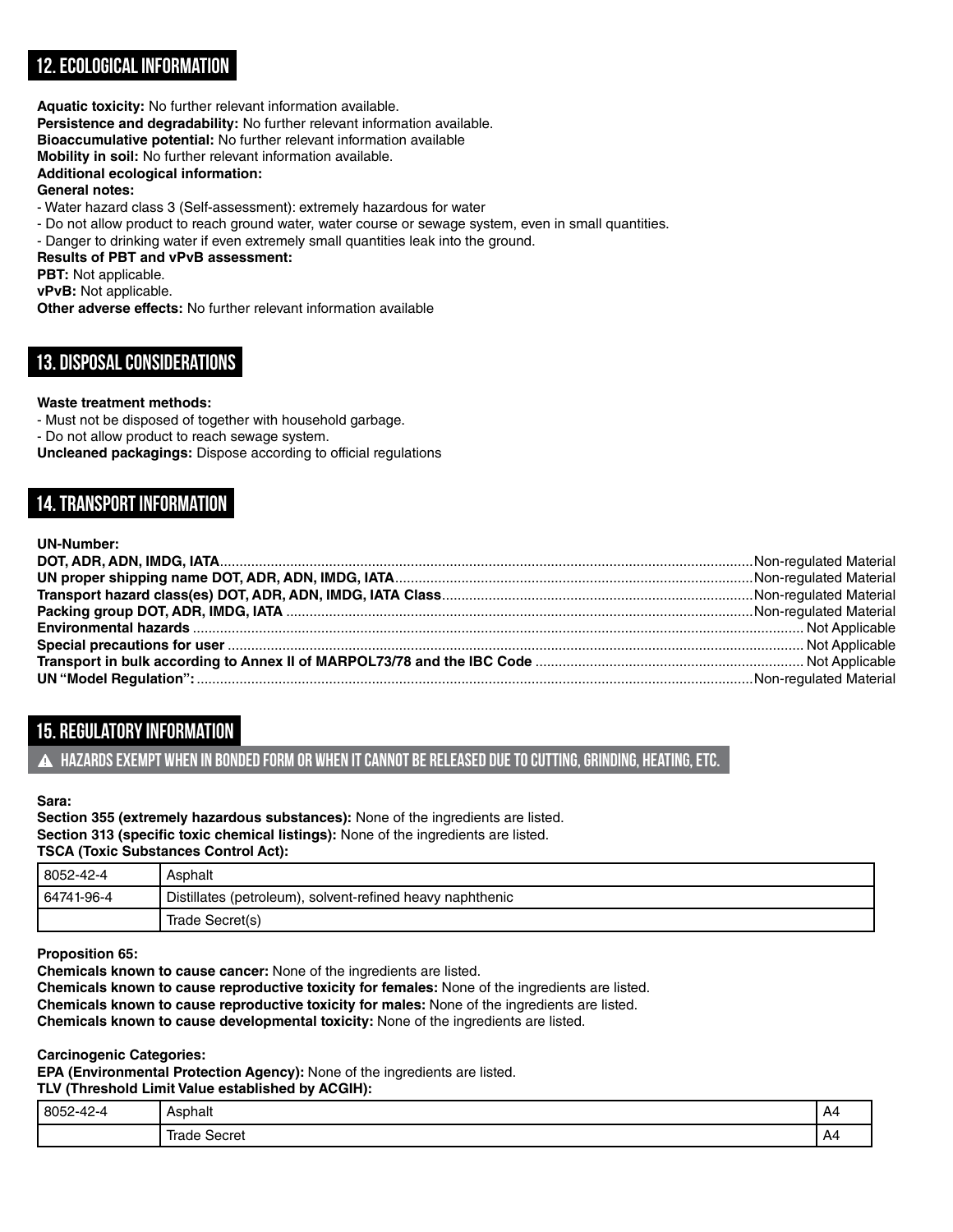## 12. ECOLOGICAL INFORMATION

**Aquatic toxicity:** No further relevant information available.
**Persistence and degradability:** No further relevant information available.
**Bioaccumulative potential:** No further relevant information available
**Mobility in soil:** No further relevant information available.
**Additional ecological information:**
**General notes:**
- Water hazard class 3 (Self-assessment): extremely hazardous for water
- Do not allow product to reach ground water, water course or sewage system, even in small quantities.
- Danger to drinking water if even extremely small quantities leak into the ground.

**Results of PBT and vPvB assessment:**
**PBT:** Not applicable.
**vPvB:** Not applicable.
**Other adverse effects:** No further relevant information available

## 13. DISPOSAL CONSIDERATIONS

**Waste treatment methods:**
- Must not be disposed of together with household garbage.
- Do not allow product to reach sewage system.

**Uncleaned packagings:** Dispose according to official regulations

## 14. TRANSPORT INFORMATION

**UN-Number:**
**DOT, ADR, ADN, IMDG, IATA**....Non-regulated Material
**UN proper shipping name DOT, ADR, ADN, IMDG, IATA**....Non-regulated Material
**Transport hazard class(es) DOT, ADR, ADN, IMDG, IATA Class**....Non-regulated Material
**Packing group DOT, ADR, IMDG, IATA**....Non-regulated Material
**Environmental hazards**....Not Applicable
**Special precautions for user**....Not Applicable
**Transport in bulk according to Annex II of MARPOL73/78 and the IBC Code**....Not Applicable
**UN "Model Regulation":**....Non-regulated Material

## 15. REGULATORY INFORMATION

**⚠ HAZARDS EXEMPT WHEN IN BONDED FORM OR WHEN IT CANNOT BE RELEASED DUE TO CUTTING, GRINDING, HEATING, ETC.**

**Sara:**
**Section 355 (extremely hazardous substances):** None of the ingredients are listed.
**Section 313 (specific toxic chemical listings):** None of the ingredients are listed.
**TSCA (Toxic Substances Control Act):**

| | |
|---|---|
| 8052-42-4 | Asphalt |
| 64741-96-4 | Distillates (petroleum), solvent-refined heavy naphthenic |
| | Trade Secret(s) |

**Proposition 65:**
**Chemicals known to cause cancer:** None of the ingredients are listed.
**Chemicals known to cause reproductive toxicity for females:** None of the ingredients are listed.
**Chemicals known to cause reproductive toxicity for males:** None of the ingredients are listed.
**Chemicals known to cause developmental toxicity:** None of the ingredients are listed.

**Carcinogenic Categories:**
**EPA (Environmental Protection Agency):** None of the ingredients are listed.
**TLV (Threshold Limit Value established by ACGIH):**

| | | |
|---|---|---|
| 8052-42-4 | Asphalt | A4 |
| | Trade Secret | A4 |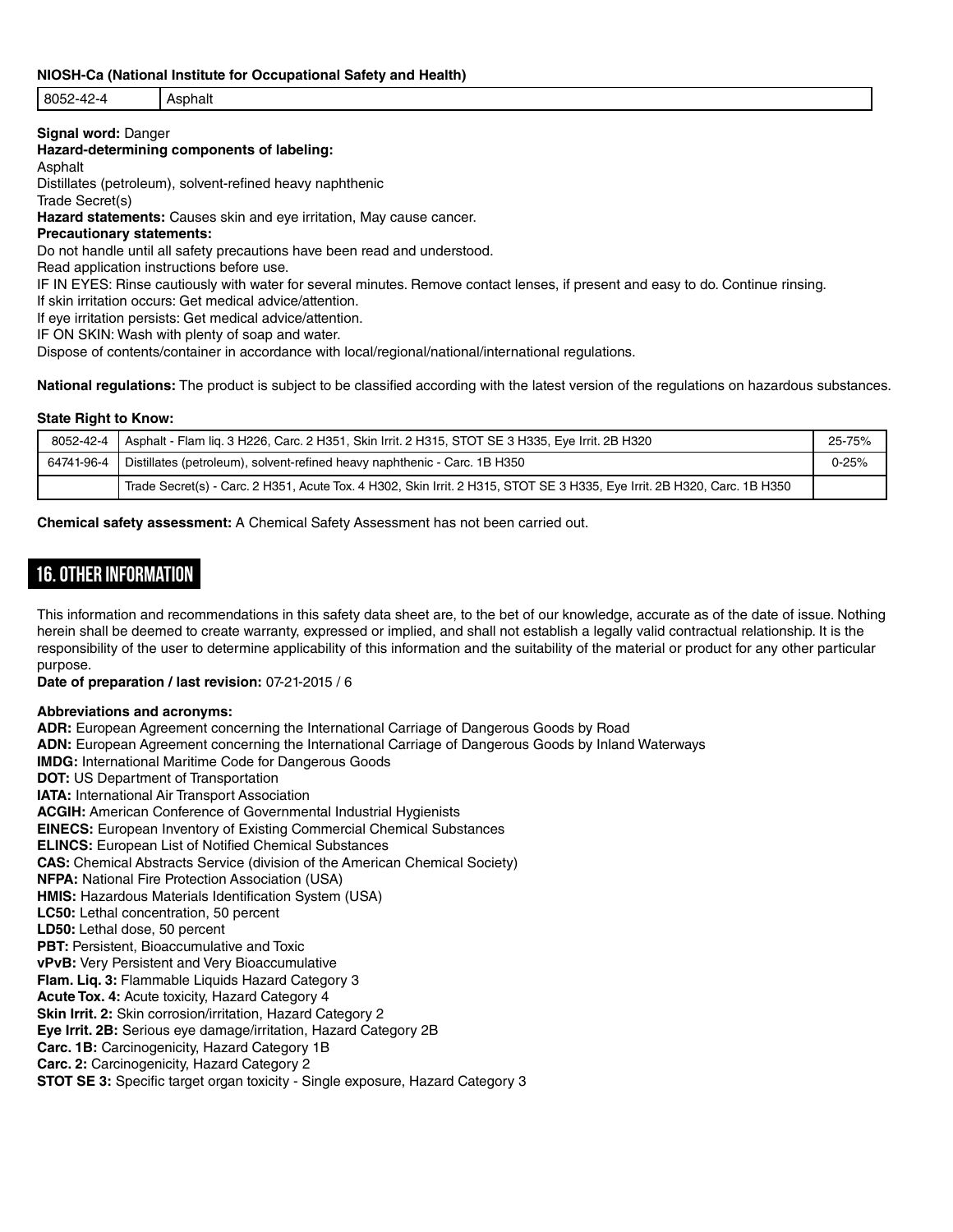**NIOSH-Ca (National Institute for Occupational Safety and Health)**

| | |
|---|---|
| 8052-42-4 | Asphalt |

**Signal word:** Danger

**Hazard-determining components of labeling:**

Asphalt

Distillates (petroleum), solvent-refined heavy naphthenic

Trade Secret(s)

**Hazard statements:** Causes skin and eye irritation, May cause cancer.

**Precautionary statements:**

Do not handle until all safety precautions have been read and understood.

Read application instructions before use.

IF IN EYES: Rinse cautiously with water for several minutes. Remove contact lenses, if present and easy to do. Continue rinsing.

If skin irritation occurs: Get medical advice/attention.

If eye irritation persists: Get medical advice/attention.

IF ON SKIN: Wash with plenty of soap and water.

Dispose of contents/container in accordance with local/regional/national/international regulations.

**National regulations:** The product is subject to be classified according with the latest version of the regulations on hazardous substances.

**State Right to Know:**

| | | |
|---|---|---|
| 8052-42-4 | Asphalt - Flam liq. 3 H226, Carc. 2 H351, Skin Irrit. 2 H315, STOT SE 3 H335, Eye Irrit. 2B H320 | 25-75% |
| 64741-96-4 | Distillates (petroleum), solvent-refined heavy naphthenic - Carc. 1B H350 | 0-25% |
| | Trade Secret(s) - Carc. 2 H351, Acute Tox. 4 H302, Skin Irrit. 2 H315, STOT SE 3 H335, Eye Irrit. 2B H320, Carc. 1B H350 | |

**Chemical safety assessment:** A Chemical Safety Assessment has not been carried out.

## 16. OTHER INFORMATION

This information and recommendations in this safety data sheet are, to the bet of our knowledge, accurate as of the date of issue. Nothing herein shall be deemed to create warranty, expressed or implied, and shall not establish a legally valid contractual relationship. It is the responsibility of the user to determine applicability of this information and the suitability of the material or product for any other particular purpose.

**Date of preparation / last revision:** 07-21-2015 / 6

**Abbreviations and acronyms:**

**ADR:** European Agreement concerning the International Carriage of Dangerous Goods by Road

**ADN:** European Agreement concerning the International Carriage of Dangerous Goods by Inland Waterways

**IMDG:** International Maritime Code for Dangerous Goods

**DOT:** US Department of Transportation

**IATA:** International Air Transport Association

**ACGIH:** American Conference of Governmental Industrial Hygienists

**EINECS:** European Inventory of Existing Commercial Chemical Substances

**ELINCS:** European List of Notified Chemical Substances

**CAS:** Chemical Abstracts Service (division of the American Chemical Society)

**NFPA:** National Fire Protection Association (USA)

**HMIS:** Hazardous Materials Identification System (USA)

**LC50:** Lethal concentration, 50 percent

**LD50:** Lethal dose, 50 percent

**PBT:** Persistent, Bioaccumulative and Toxic

**vPvB:** Very Persistent and Very Bioaccumulative

**Flam. Liq. 3:** Flammable Liquids Hazard Category 3

**Acute Tox. 4:** Acute toxicity, Hazard Category 4

**Skin Irrit. 2:** Skin corrosion/irritation, Hazard Category 2

**Eye Irrit. 2B:** Serious eye damage/irritation, Hazard Category 2B

**Carc. 1B:** Carcinogenicity, Hazard Category 1B

**Carc. 2:** Carcinogenicity, Hazard Category 2

**STOT SE 3:** Specific target organ toxicity - Single exposure, Hazard Category 3